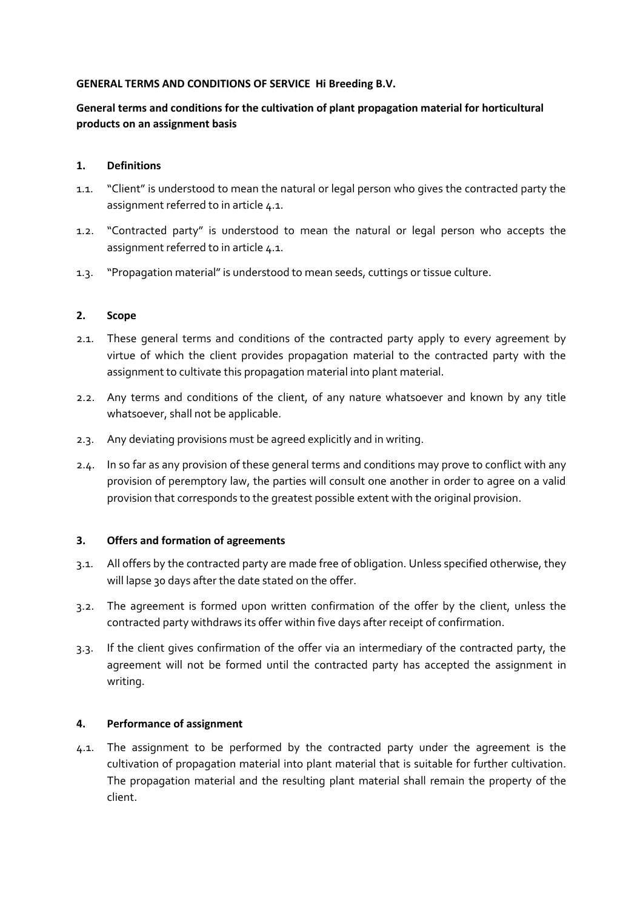**GENERAL TERMS AND CONDITIONS OF SERVICE Hi Breeding B.V.**

**General terms and conditions for the cultivation of plant propagation material for horticultural products on an assignment basis**

## 1. Definitions

1.1. "Client" is understood to mean the natural or legal person who gives the contracted party the assignment referred to in article 4.1.

1.2. "Contracted party" is understood to mean the natural or legal person who accepts the assignment referred to in article 4.1.

1.3. "Propagation material" is understood to mean seeds, cuttings or tissue culture.

## 2. Scope

2.1. These general terms and conditions of the contracted party apply to every agreement by virtue of which the client provides propagation material to the contracted party with the assignment to cultivate this propagation material into plant material.

2.2. Any terms and conditions of the client, of any nature whatsoever and known by any title whatsoever, shall not be applicable.

2.3. Any deviating provisions must be agreed explicitly and in writing.

2.4. In so far as any provision of these general terms and conditions may prove to conflict with any provision of peremptory law, the parties will consult one another in order to agree on a valid provision that corresponds to the greatest possible extent with the original provision.

## 3. Offers and formation of agreements

3.1. All offers by the contracted party are made free of obligation. Unless specified otherwise, they will lapse 30 days after the date stated on the offer.

3.2. The agreement is formed upon written confirmation of the offer by the client, unless the contracted party withdraws its offer within five days after receipt of confirmation.

3.3. If the client gives confirmation of the offer via an intermediary of the contracted party, the agreement will not be formed until the contracted party has accepted the assignment in writing.

## 4. Performance of assignment

4.1. The assignment to be performed by the contracted party under the agreement is the cultivation of propagation material into plant material that is suitable for further cultivation. The propagation material and the resulting plant material shall remain the property of the client.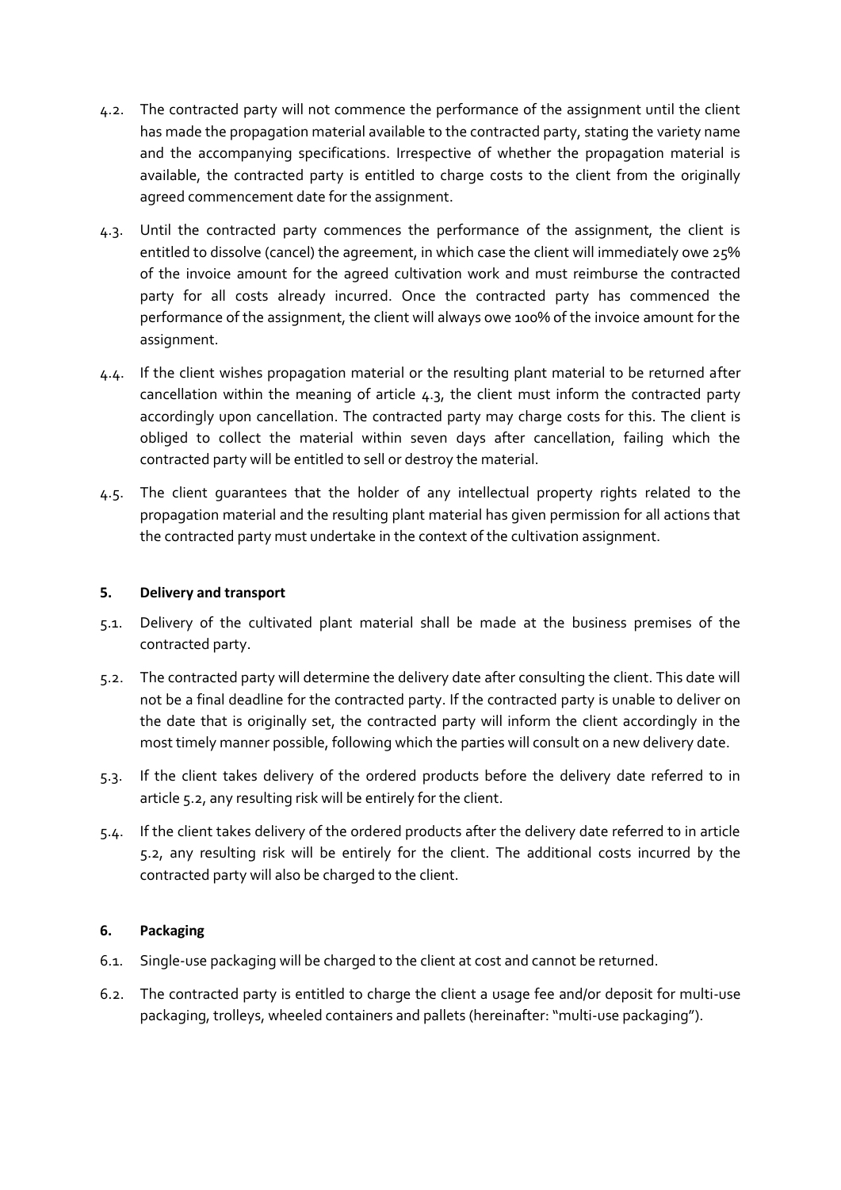4.2. The contracted party will not commence the performance of the assignment until the client has made the propagation material available to the contracted party, stating the variety name and the accompanying specifications. Irrespective of whether the propagation material is available, the contracted party is entitled to charge costs to the client from the originally agreed commencement date for the assignment.

4.3. Until the contracted party commences the performance of the assignment, the client is entitled to dissolve (cancel) the agreement, in which case the client will immediately owe 25% of the invoice amount for the agreed cultivation work and must reimburse the contracted party for all costs already incurred. Once the contracted party has commenced the performance of the assignment, the client will always owe 100% of the invoice amount for the assignment.

4.4. If the client wishes propagation material or the resulting plant material to be returned after cancellation within the meaning of article 4.3, the client must inform the contracted party accordingly upon cancellation. The contracted party may charge costs for this. The client is obliged to collect the material within seven days after cancellation, failing which the contracted party will be entitled to sell or destroy the material.

4.5. The client guarantees that the holder of any intellectual property rights related to the propagation material and the resulting plant material has given permission for all actions that the contracted party must undertake in the context of the cultivation assignment.

## 5. Delivery and transport

5.1. Delivery of the cultivated plant material shall be made at the business premises of the contracted party.

5.2. The contracted party will determine the delivery date after consulting the client. This date will not be a final deadline for the contracted party. If the contracted party is unable to deliver on the date that is originally set, the contracted party will inform the client accordingly in the most timely manner possible, following which the parties will consult on a new delivery date.

5.3. If the client takes delivery of the ordered products before the delivery date referred to in article 5.2, any resulting risk will be entirely for the client.

5.4. If the client takes delivery of the ordered products after the delivery date referred to in article 5.2, any resulting risk will be entirely for the client. The additional costs incurred by the contracted party will also be charged to the client.

## 6. Packaging

6.1. Single-use packaging will be charged to the client at cost and cannot be returned.

6.2. The contracted party is entitled to charge the client a usage fee and/or deposit for multi-use packaging, trolleys, wheeled containers and pallets (hereinafter: "multi-use packaging").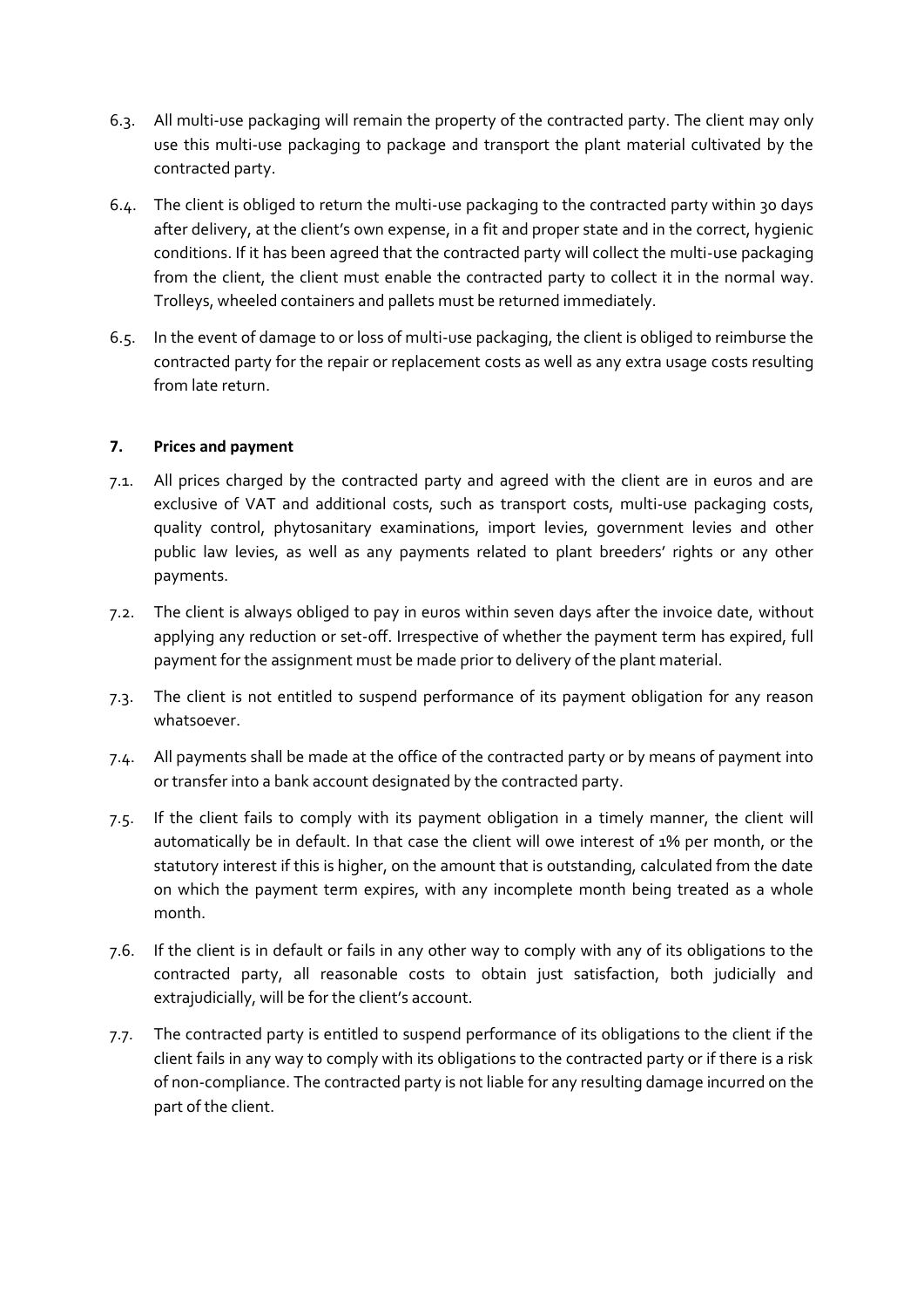6.3. All multi-use packaging will remain the property of the contracted party. The client may only use this multi-use packaging to package and transport the plant material cultivated by the contracted party.

6.4. The client is obliged to return the multi-use packaging to the contracted party within 30 days after delivery, at the client's own expense, in a fit and proper state and in the correct, hygienic conditions. If it has been agreed that the contracted party will collect the multi-use packaging from the client, the client must enable the contracted party to collect it in the normal way. Trolleys, wheeled containers and pallets must be returned immediately.

6.5. In the event of damage to or loss of multi-use packaging, the client is obliged to reimburse the contracted party for the repair or replacement costs as well as any extra usage costs resulting from late return.

**7. Prices and payment**

7.1. All prices charged by the contracted party and agreed with the client are in euros and are exclusive of VAT and additional costs, such as transport costs, multi-use packaging costs, quality control, phytosanitary examinations, import levies, government levies and other public law levies, as well as any payments related to plant breeders' rights or any other payments.

7.2. The client is always obliged to pay in euros within seven days after the invoice date, without applying any reduction or set-off. Irrespective of whether the payment term has expired, full payment for the assignment must be made prior to delivery of the plant material.

7.3. The client is not entitled to suspend performance of its payment obligation for any reason whatsoever.

7.4. All payments shall be made at the office of the contracted party or by means of payment into or transfer into a bank account designated by the contracted party.

7.5. If the client fails to comply with its payment obligation in a timely manner, the client will automatically be in default. In that case the client will owe interest of 1% per month, or the statutory interest if this is higher, on the amount that is outstanding, calculated from the date on which the payment term expires, with any incomplete month being treated as a whole month.

7.6. If the client is in default or fails in any other way to comply with any of its obligations to the contracted party, all reasonable costs to obtain just satisfaction, both judicially and extrajudicially, will be for the client's account.

7.7. The contracted party is entitled to suspend performance of its obligations to the client if the client fails in any way to comply with its obligations to the contracted party or if there is a risk of non-compliance. The contracted party is not liable for any resulting damage incurred on the part of the client.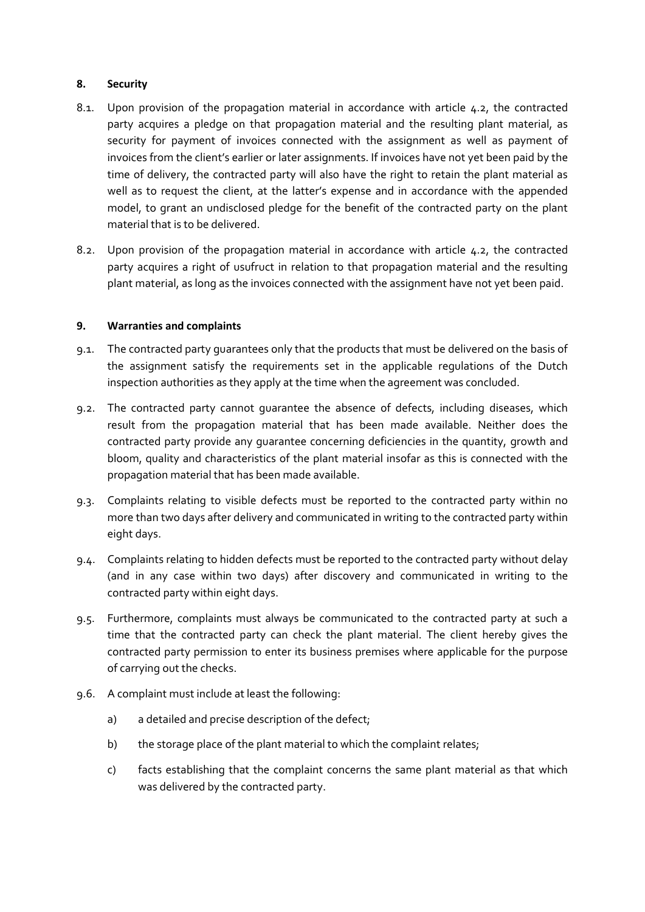## 8. Security

8.1. Upon provision of the propagation material in accordance with article 4.2, the contracted party acquires a pledge on that propagation material and the resulting plant material, as security for payment of invoices connected with the assignment as well as payment of invoices from the client's earlier or later assignments. If invoices have not yet been paid by the time of delivery, the contracted party will also have the right to retain the plant material as well as to request the client, at the latter's expense and in accordance with the appended model, to grant an undisclosed pledge for the benefit of the contracted party on the plant material that is to be delivered.

8.2. Upon provision of the propagation material in accordance with article 4.2, the contracted party acquires a right of usufruct in relation to that propagation material and the resulting plant material, as long as the invoices connected with the assignment have not yet been paid.

## 9. Warranties and complaints

9.1. The contracted party guarantees only that the products that must be delivered on the basis of the assignment satisfy the requirements set in the applicable regulations of the Dutch inspection authorities as they apply at the time when the agreement was concluded.

9.2. The contracted party cannot guarantee the absence of defects, including diseases, which result from the propagation material that has been made available. Neither does the contracted party provide any guarantee concerning deficiencies in the quantity, growth and bloom, quality and characteristics of the plant material insofar as this is connected with the propagation material that has been made available.

9.3. Complaints relating to visible defects must be reported to the contracted party within no more than two days after delivery and communicated in writing to the contracted party within eight days.

9.4. Complaints relating to hidden defects must be reported to the contracted party without delay (and in any case within two days) after discovery and communicated in writing to the contracted party within eight days.

9.5. Furthermore, complaints must always be communicated to the contracted party at such a time that the contracted party can check the plant material. The client hereby gives the contracted party permission to enter its business premises where applicable for the purpose of carrying out the checks.

9.6. A complaint must include at least the following:

a) a detailed and precise description of the defect;

b) the storage place of the plant material to which the complaint relates;

c) facts establishing that the complaint concerns the same plant material as that which was delivered by the contracted party.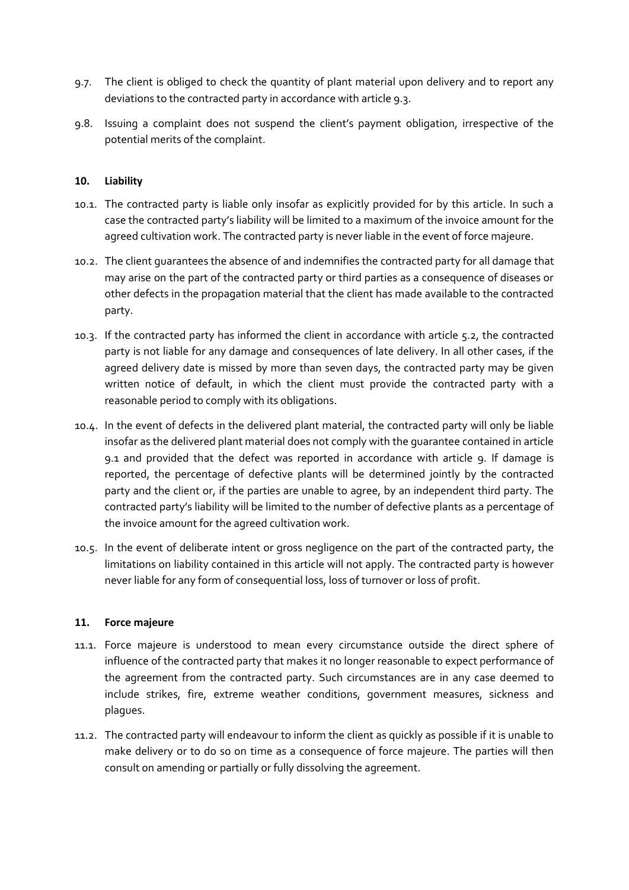9.7. The client is obliged to check the quantity of plant material upon delivery and to report any deviations to the contracted party in accordance with article 9.3.

9.8. Issuing a complaint does not suspend the client's payment obligation, irrespective of the potential merits of the complaint.

## 10. Liability

10.1. The contracted party is liable only insofar as explicitly provided for by this article. In such a case the contracted party's liability will be limited to a maximum of the invoice amount for the agreed cultivation work. The contracted party is never liable in the event of force majeure.

10.2. The client guarantees the absence of and indemnifies the contracted party for all damage that may arise on the part of the contracted party or third parties as a consequence of diseases or other defects in the propagation material that the client has made available to the contracted party.

10.3. If the contracted party has informed the client in accordance with article 5.2, the contracted party is not liable for any damage and consequences of late delivery. In all other cases, if the agreed delivery date is missed by more than seven days, the contracted party may be given written notice of default, in which the client must provide the contracted party with a reasonable period to comply with its obligations.

10.4. In the event of defects in the delivered plant material, the contracted party will only be liable insofar as the delivered plant material does not comply with the guarantee contained in article 9.1 and provided that the defect was reported in accordance with article 9. If damage is reported, the percentage of defective plants will be determined jointly by the contracted party and the client or, if the parties are unable to agree, by an independent third party. The contracted party's liability will be limited to the number of defective plants as a percentage of the invoice amount for the agreed cultivation work.

10.5. In the event of deliberate intent or gross negligence on the part of the contracted party, the limitations on liability contained in this article will not apply. The contracted party is however never liable for any form of consequential loss, loss of turnover or loss of profit.

## 11. Force majeure

11.1. Force majeure is understood to mean every circumstance outside the direct sphere of influence of the contracted party that makes it no longer reasonable to expect performance of the agreement from the contracted party. Such circumstances are in any case deemed to include strikes, fire, extreme weather conditions, government measures, sickness and plagues.

11.2. The contracted party will endeavour to inform the client as quickly as possible if it is unable to make delivery or to do so on time as a consequence of force majeure. The parties will then consult on amending or partially or fully dissolving the agreement.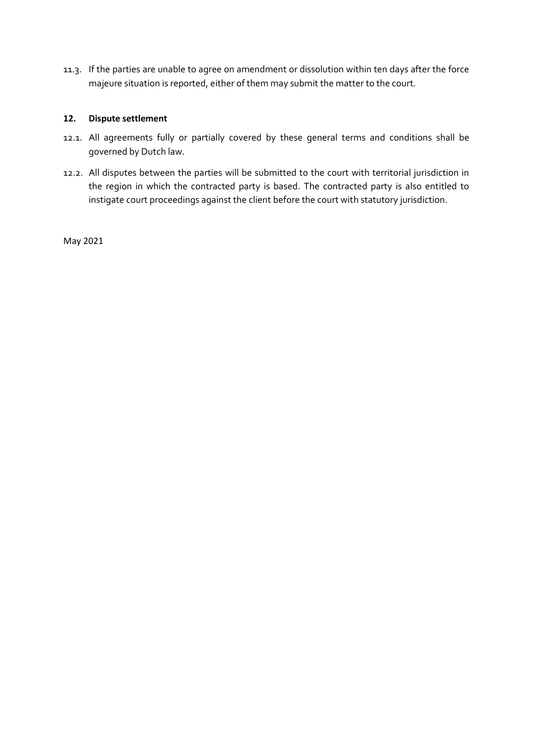11.3. If the parties are unable to agree on amendment or dissolution within ten days after the force majeure situation is reported, either of them may submit the matter to the court.

## 12. Dispute settlement

12.1. All agreements fully or partially covered by these general terms and conditions shall be governed by Dutch law.

12.2. All disputes between the parties will be submitted to the court with territorial jurisdiction in the region in which the contracted party is based. The contracted party is also entitled to instigate court proceedings against the client before the court with statutory jurisdiction.

May 2021